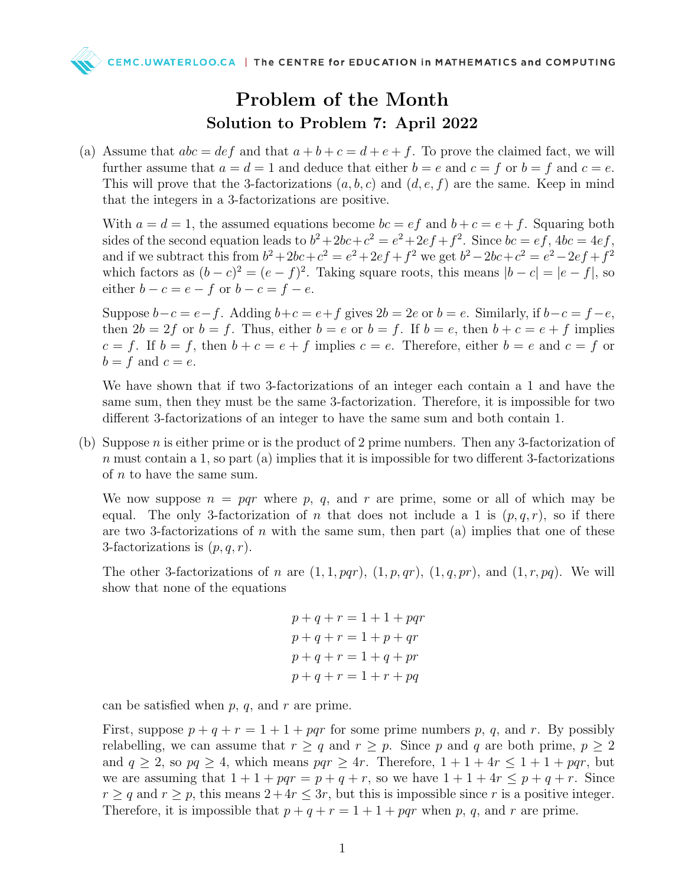# Problem of the Month

## Solution to Problem 7: April 2022

(a) Assume that $abc = def$ and that $a + b + c = d + e + f$. To prove the claimed fact, we will further assume that $a = d = 1$ and deduce that either $b = e$ and $c = f$ or $b = f$ and $c = e$. This will prove that the 3-factorizations $(a, b, c)$ and $(d, e, f)$ are the same. Keep in mind that the integers in a 3-factorizations are positive.

With $a = d = 1$, the assumed equations become $bc = ef$ and $b + c = e + f$. Squaring both sides of the second equation leads to $b^2 + 2bc + c^2 = e^2 + 2ef + f^2$. Since $bc = ef$, $4bc = 4ef$, and if we subtract this from $b^2 + 2bc + c^2 = e^2 + 2ef + f^2$ we get $b^2 - 2bc + c^2 = e^2 - 2ef + f^2$ which factors as $(b - c)^2 = (e - f)^2$. Taking square roots, this means $|b - c| = |e - f|$, so either $b - c = e - f$ or $b - c = f - e$.

Suppose $b - c = e - f$. Adding $b + c = e + f$ gives $2b = 2e$ or $b = e$. Similarly, if $b - c = f - e$, then $2b = 2f$ or $b = f$. Thus, either $b = e$ or $b = f$. If $b = e$, then $b + c = e + f$ implies $c = f$. If $b = f$, then $b + c = e + f$ implies $c = e$. Therefore, either $b = e$ and $c = f$ or $b = f$ and $c = e$.

We have shown that if two 3-factorizations of an integer each contain a 1 and have the same sum, then they must be the same 3-factorization. Therefore, it is impossible for two different 3-factorizations of an integer to have the same sum and both contain 1.

(b) Suppose $n$ is either prime or is the product of 2 prime numbers. Then any 3-factorization of $n$ must contain a 1, so part (a) implies that it is impossible for two different 3-factorizations of $n$ to have the same sum.

We now suppose $n = pqr$ where $p$, $q$, and $r$ are prime, some or all of which may be equal. The only 3-factorization of $n$ that does not include a 1 is $(p, q, r)$, so if there are two 3-factorizations of $n$ with the same sum, then part (a) implies that one of these 3-factorizations is $(p, q, r)$.

The other 3-factorizations of $n$ are $(1, 1, pqr)$, $(1, p, qr)$, $(1, q, pr)$, and $(1, r, pq)$. We will show that none of the equations

$$
\begin{aligned}
p + q + r &= 1 + 1 + pqr \\
p + q + r &= 1 + p + qr \\
p + q + r &= 1 + q + pr \\
p + q + r &= 1 + r + pq
\end{aligned}
$$

can be satisfied when $p$, $q$, and $r$ are prime.

First, suppose $p + q + r = 1 + 1 + pqr$ for some prime numbers $p$, $q$, and $r$. By possibly relabelling, we can assume that $r \geq q$ and $r \geq p$. Since $p$ and $q$ are both prime, $p \geq 2$ and $q \geq 2$, so $pq \geq 4$, which means $pqr \geq 4r$. Therefore, $1 + 1 + 4r \leq 1 + 1 + pqr$, but we are assuming that $1 + 1 + pqr = p + q + r$, so we have $1 + 1 + 4r \leq p + q + r$. Since $r \geq q$ and $r \geq p$, this means $2 + 4r \leq 3r$, but this is impossible since $r$ is a positive integer. Therefore, it is impossible that $p + q + r = 1 + 1 + pqr$ when $p$, $q$, and $r$ are prime.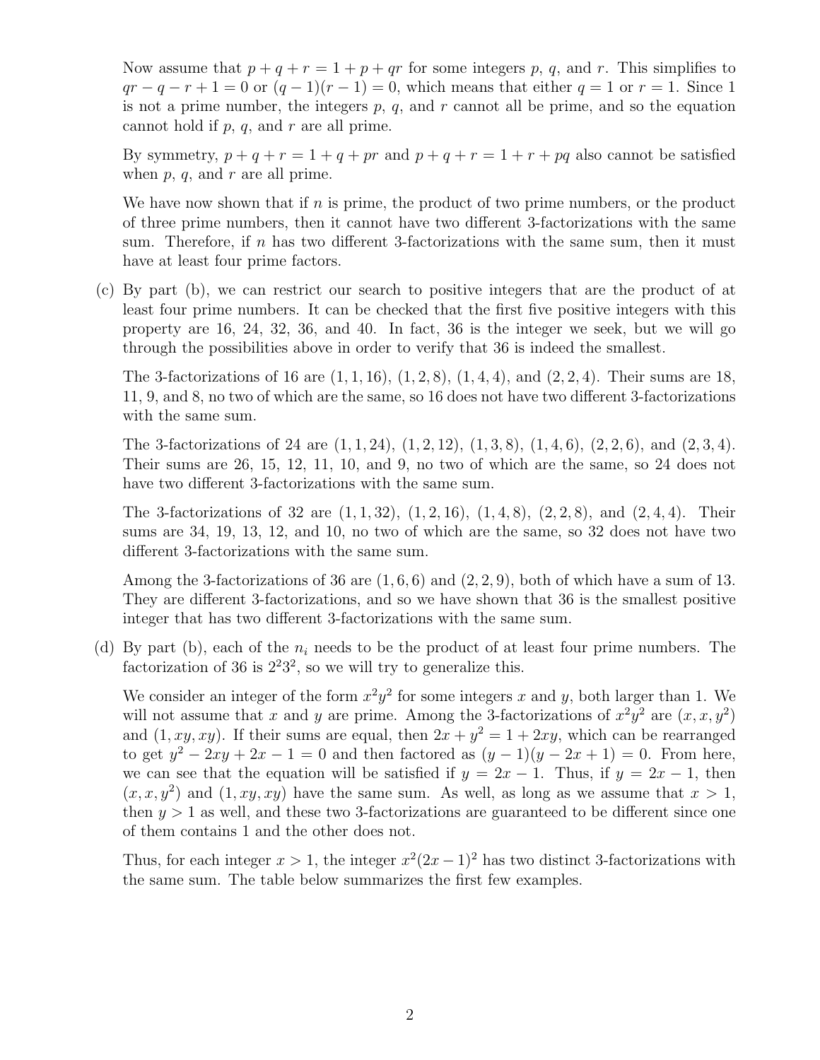Now assume that $p + q + r = 1 + p + qr$ for some integers $p$, $q$, and $r$. This simplifies to $qr - q - r + 1 = 0$ or $(q - 1)(r - 1) = 0$, which means that either $q = 1$ or $r = 1$. Since 1 is not a prime number, the integers $p$, $q$, and $r$ cannot all be prime, and so the equation cannot hold if $p$, $q$, and $r$ are all prime.

By symmetry, $p + q + r = 1 + q + pr$ and $p + q + r = 1 + r + pq$ also cannot be satisfied when $p$, $q$, and $r$ are all prime.

We have now shown that if $n$ is prime, the product of two prime numbers, or the product of three prime numbers, then it cannot have two different 3-factorizations with the same sum. Therefore, if $n$ has two different 3-factorizations with the same sum, then it must have at least four prime factors.

(c) By part (b), we can restrict our search to positive integers that are the product of at least four prime numbers. It can be checked that the first five positive integers with this property are 16, 24, 32, 36, and 40. In fact, 36 is the integer we seek, but we will go through the possibilities above in order to verify that 36 is indeed the smallest.

The 3-factorizations of 16 are $(1, 1, 16)$, $(1, 2, 8)$, $(1, 4, 4)$, and $(2, 2, 4)$. Their sums are 18, 11, 9, and 8, no two of which are the same, so 16 does not have two different 3-factorizations with the same sum.

The 3-factorizations of 24 are $(1, 1, 24)$, $(1, 2, 12)$, $(1, 3, 8)$, $(1, 4, 6)$, $(2, 2, 6)$, and $(2, 3, 4)$. Their sums are 26, 15, 12, 11, 10, and 9, no two of which are the same, so 24 does not have two different 3-factorizations with the same sum.

The 3-factorizations of 32 are $(1, 1, 32)$, $(1, 2, 16)$, $(1, 4, 8)$, $(2, 2, 8)$, and $(2, 4, 4)$. Their sums are 34, 19, 13, 12, and 10, no two of which are the same, so 32 does not have two different 3-factorizations with the same sum.

Among the 3-factorizations of 36 are $(1, 6, 6)$ and $(2, 2, 9)$, both of which have a sum of 13. They are different 3-factorizations, and so we have shown that 36 is the smallest positive integer that has two different 3-factorizations with the same sum.

(d) By part (b), each of the $n_i$ needs to be the product of at least four prime numbers. The factorization of 36 is $2^2 3^2$, so we will try to generalize this.

We consider an integer of the form $x^2 y^2$ for some integers $x$ and $y$, both larger than 1. We will not assume that $x$ and $y$ are prime. Among the 3-factorizations of $x^2 y^2$ are $(x, x, y^2)$ and $(1, xy, xy)$. If their sums are equal, then $2x + y^2 = 1 + 2xy$, which can be rearranged to get $y^2 - 2xy + 2x - 1 = 0$ and then factored as $(y - 1)(y - 2x + 1) = 0$. From here, we can see that the equation will be satisfied if $y = 2x - 1$. Thus, if $y = 2x - 1$, then $(x, x, y^2)$ and $(1, xy, xy)$ have the same sum. As well, as long as we assume that $x > 1$, then $y > 1$ as well, and these two 3-factorizations are guaranteed to be different since one of them contains 1 and the other does not.

Thus, for each integer $x > 1$, the integer $x^2(2x - 1)^2$ has two distinct 3-factorizations with the same sum. The table below summarizes the first few examples.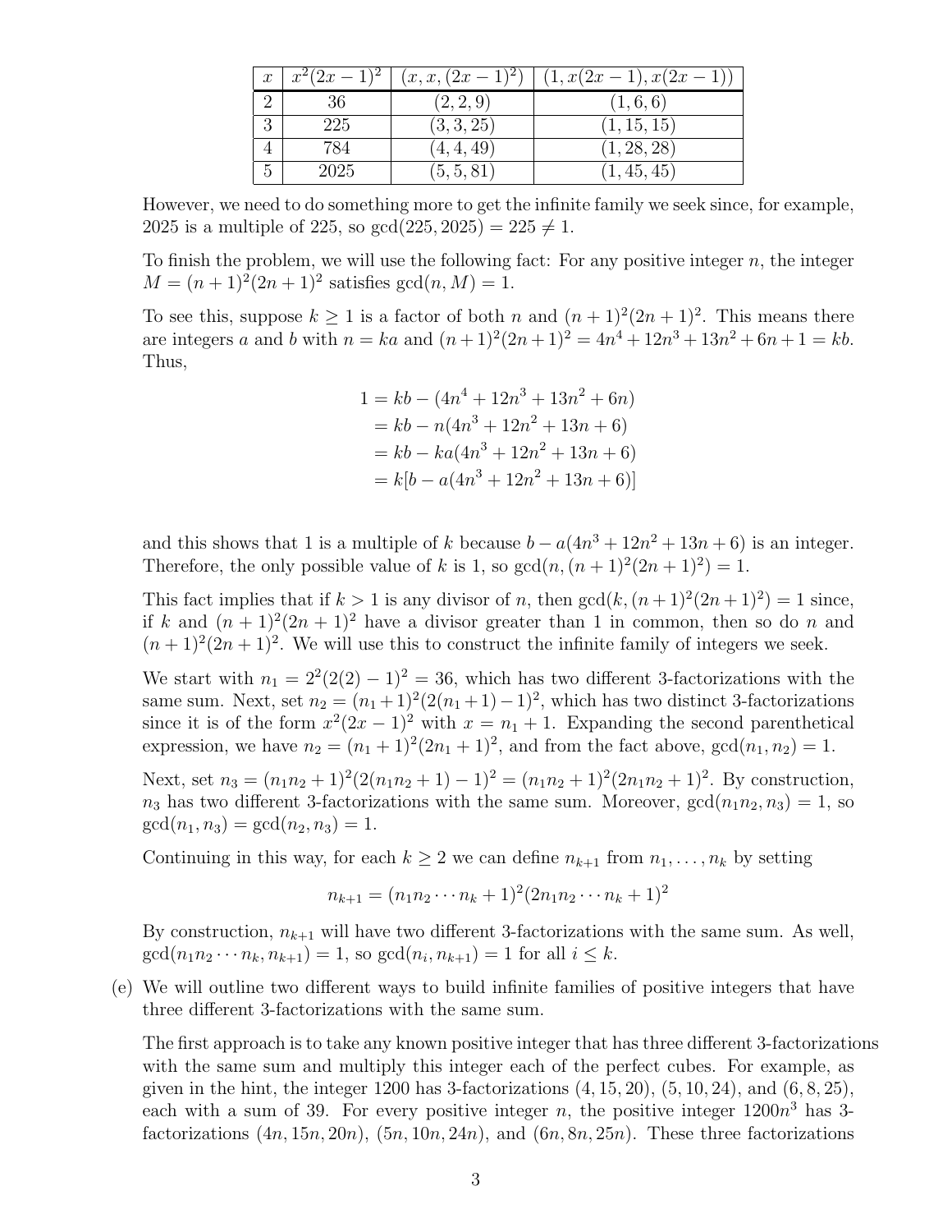| $x$ | $x^2(2x-1)^2$ | $(x, x, (2x-1)^2)$ | $(1, x(2x-1), x(2x-1))$ |
|---|---|---|---|
| 2 | 36 | $(2, 2, 9)$ | $(1, 6, 6)$ |
| 3 | 225 | $(3, 3, 25)$ | $(1, 15, 15)$ |
| 4 | 784 | $(4, 4, 49)$ | $(1, 28, 28)$ |
| 5 | 2025 | $(5, 5, 81)$ | $(1, 45, 45)$ |

However, we need to do something more to get the infinite family we seek since, for example, 2025 is a multiple of 225, so $\gcd(225, 2025) = 225 \neq 1$.

To finish the problem, we will use the following fact: For any positive integer $n$, the integer $M = (n+1)^2(2n+1)^2$ satisfies $\gcd(n, M) = 1$.

To see this, suppose $k \geq 1$ is a factor of both $n$ and $(n+1)^2(2n+1)^2$. This means there are integers $a$ and $b$ with $n = ka$ and $(n+1)^2(2n+1)^2 = 4n^4 + 12n^3 + 13n^2 + 6n + 1 = kb$. Thus,

$$\begin{aligned}
1 &= kb - (4n^4 + 12n^3 + 13n^2 + 6n) \\
&= kb - n(4n^3 + 12n^2 + 13n + 6) \\
&= kb - ka(4n^3 + 12n^2 + 13n + 6) \\
&= k[b - a(4n^3 + 12n^2 + 13n + 6)]
\end{aligned}$$

and this shows that 1 is a multiple of $k$ because $b - a(4n^3 + 12n^2 + 13n + 6)$ is an integer. Therefore, the only possible value of $k$ is 1, so $\gcd(n, (n+1)^2(2n+1)^2) = 1$.

This fact implies that if $k > 1$ is any divisor of $n$, then $\gcd(k, (n+1)^2(2n+1)^2) = 1$ since, if $k$ and $(n+1)^2(2n+1)^2$ have a divisor greater than 1 in common, then so do $n$ and $(n+1)^2(2n+1)^2$. We will use this to construct the infinite family of integers we seek.

We start with $n_1 = 2^2(2(2)-1)^2 = 36$, which has two different 3-factorizations with the same sum. Next, set $n_2 = (n_1+1)^2(2(n_1+1)-1)^2$, which has two distinct 3-factorizations since it is of the form $x^2(2x-1)^2$ with $x = n_1 + 1$. Expanding the second parenthetical expression, we have $n_2 = (n_1+1)^2(2n_1+1)^2$, and from the fact above, $\gcd(n_1, n_2) = 1$.

Next, set $n_3 = (n_1n_2+1)^2(2(n_1n_2+1)-1)^2 = (n_1n_2+1)^2(2n_1n_2+1)^2$. By construction, $n_3$ has two different 3-factorizations with the same sum. Moreover, $\gcd(n_1n_2, n_3) = 1$, so $\gcd(n_1, n_3) = \gcd(n_2, n_3) = 1$.

Continuing in this way, for each $k \geq 2$ we can define $n_{k+1}$ from $n_1, \ldots, n_k$ by setting

$$n_{k+1} = (n_1n_2 \cdots n_k + 1)^2(2n_1n_2 \cdots n_k + 1)^2$$

By construction, $n_{k+1}$ will have two different 3-factorizations with the same sum. As well, $\gcd(n_1n_2 \cdots n_k, n_{k+1}) = 1$, so $\gcd(n_i, n_{k+1}) = 1$ for all $i \leq k$.

(e) We will outline two different ways to build infinite families of positive integers that have three different 3-factorizations with the same sum.

The first approach is to take any known positive integer that has three different 3-factorizations with the same sum and multiply this integer each of the perfect cubes. For example, as given in the hint, the integer 1200 has 3-factorizations $(4, 15, 20)$, $(5, 10, 24)$, and $(6, 8, 25)$, each with a sum of 39. For every positive integer $n$, the positive integer $1200n^3$ has 3-factorizations $(4n, 15n, 20n)$, $(5n, 10n, 24n)$, and $(6n, 8n, 25n)$. These three factorizations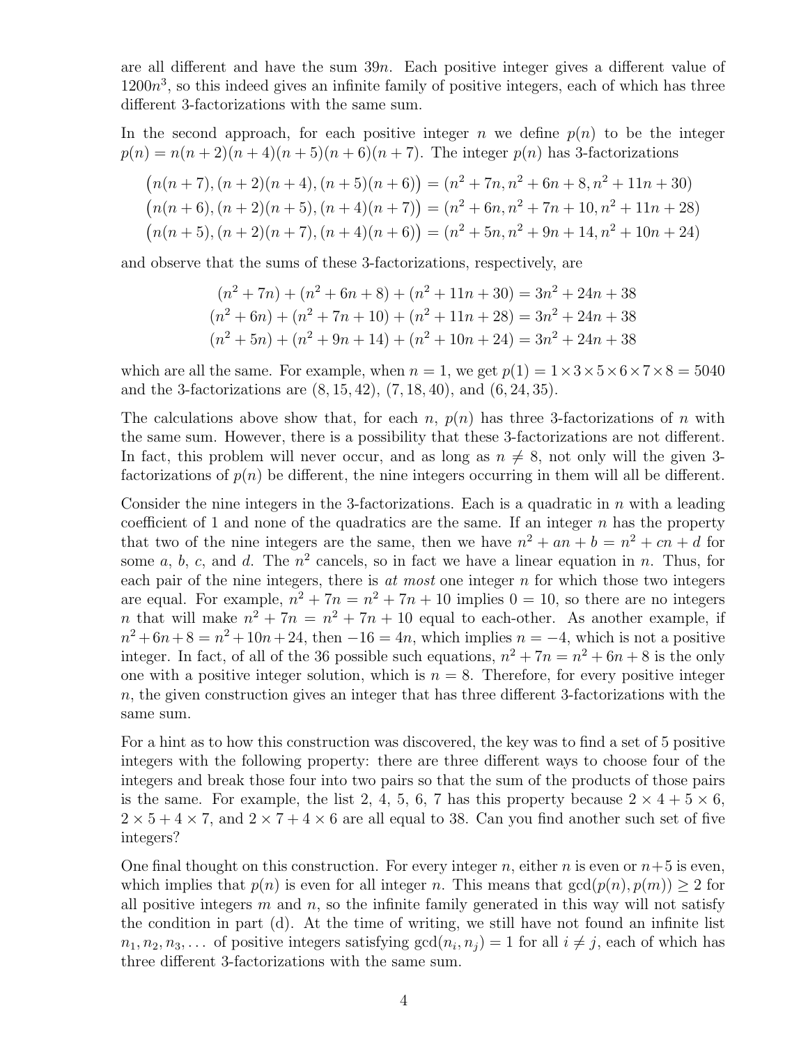are all different and have the sum $39n$. Each positive integer gives a different value of $1200n^3$, so this indeed gives an infinite family of positive integers, each of which has three different 3-factorizations with the same sum.

In the second approach, for each positive integer $n$ we define $p(n)$ to be the integer $p(n) = n(n+2)(n+4)(n+5)(n+6)(n+7)$. The integer $p(n)$ has 3-factorizations

$$\big(n(n+7), (n+2)(n+4), (n+5)(n+6)\big) = (n^2+7n, n^2+6n+8, n^2+11n+30)$$
$$\big(n(n+6), (n+2)(n+5), (n+4)(n+7)\big) = (n^2+6n, n^2+7n+10, n^2+11n+28)$$
$$\big(n(n+5), (n+2)(n+7), (n+4)(n+6)\big) = (n^2+5n, n^2+9n+14, n^2+10n+24)$$

and observe that the sums of these 3-factorizations, respectively, are

$$(n^2+7n)+(n^2+6n+8)+(n^2+11n+30) = 3n^2+24n+38$$
$$(n^2+6n)+(n^2+7n+10)+(n^2+11n+28) = 3n^2+24n+38$$
$$(n^2+5n)+(n^2+9n+14)+(n^2+10n+24) = 3n^2+24n+38$$

which are all the same. For example, when $n = 1$, we get $p(1) = 1\times3\times5\times6\times7\times8 = 5040$ and the 3-factorizations are $(8, 15, 42)$, $(7, 18, 40)$, and $(6, 24, 35)$.

The calculations above show that, for each $n$, $p(n)$ has three 3-factorizations of $n$ with the same sum. However, there is a possibility that these 3-factorizations are not different. In fact, this problem will never occur, and as long as $n \neq 8$, not only will the given 3-factorizations of $p(n)$ be different, the nine integers occurring in them will all be different.

Consider the nine integers in the 3-factorizations. Each is a quadratic in $n$ with a leading coefficient of 1 and none of the quadratics are the same. If an integer $n$ has the property that two of the nine integers are the same, then we have $n^2+an+b = n^2+cn+d$ for some $a$, $b$, $c$, and $d$. The $n^2$ cancels, so in fact we have a linear equation in $n$. Thus, for each pair of the nine integers, there is *at most* one integer $n$ for which those two integers are equal. For example, $n^2+7n = n^2+7n+10$ implies $0 = 10$, so there are no integers $n$ that will make $n^2+7n = n^2+7n+10$ equal to each-other. As another example, if $n^2+6n+8 = n^2+10n+24$, then $-16 = 4n$, which implies $n = -4$, which is not a positive integer. In fact, of all of the 36 possible such equations, $n^2+7n = n^2+6n+8$ is the only one with a positive integer solution, which is $n = 8$. Therefore, for every positive integer $n$, the given construction gives an integer that has three different 3-factorizations with the same sum.

For a hint as to how this construction was discovered, the key was to find a set of 5 positive integers with the following property: there are three different ways to choose four of the integers and break those four into two pairs so that the sum of the products of those pairs is the same. For example, the list 2, 4, 5, 6, 7 has this property because $2\times4+5\times6$, $2\times5+4\times7$, and $2\times7+4\times6$ are all equal to 38. Can you find another such set of five integers?

One final thought on this construction. For every integer $n$, either $n$ is even or $n+5$ is even, which implies that $p(n)$ is even for all integer $n$. This means that $\gcd(p(n), p(m)) \geq 2$ for all positive integers $m$ and $n$, so the infinite family generated in this way will not satisfy the condition in part (d). At the time of writing, we still have not found an infinite list $n_1, n_2, n_3, \ldots$ of positive integers satisfying $\gcd(n_i, n_j) = 1$ for all $i \neq j$, each of which has three different 3-factorizations with the same sum.